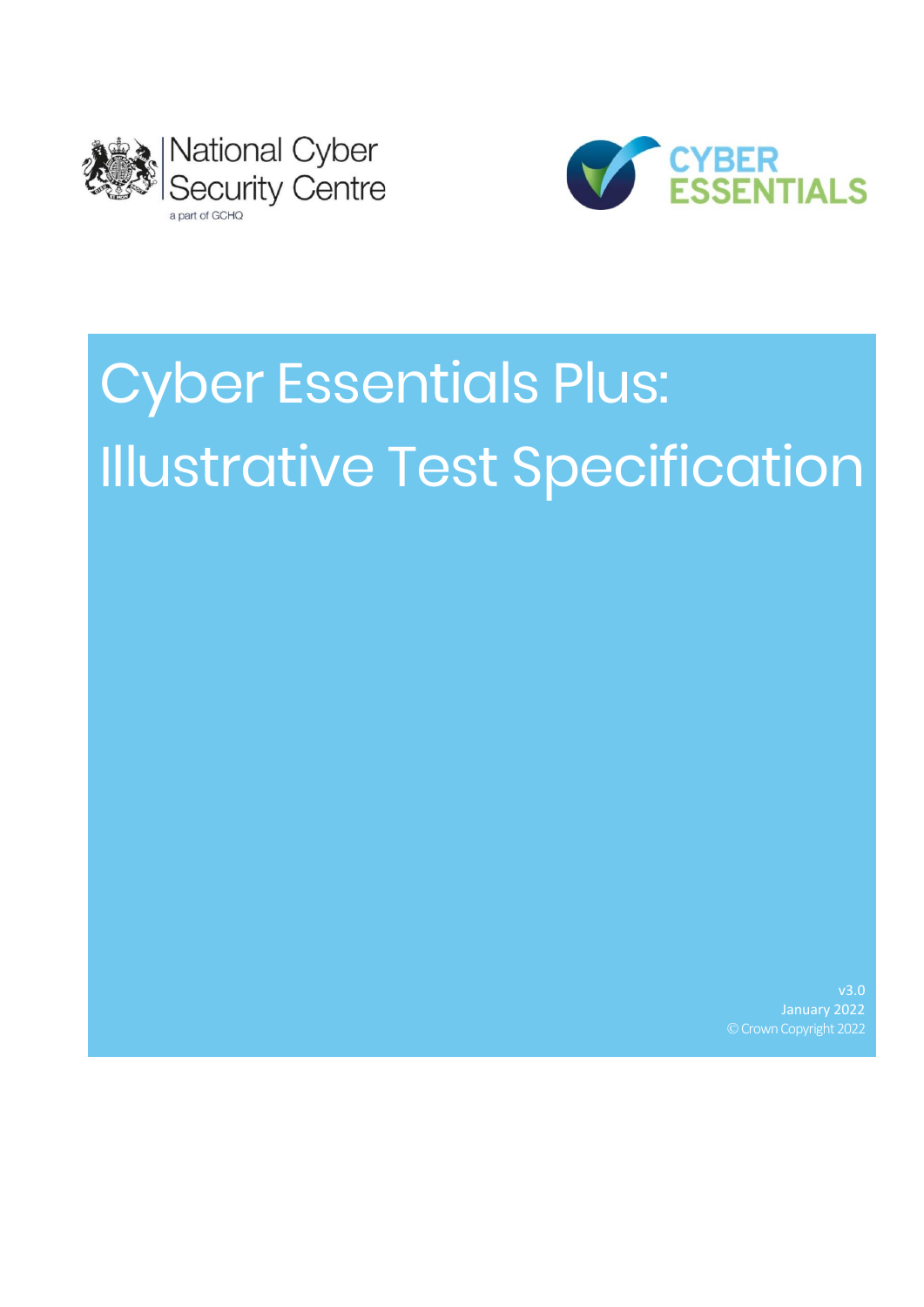National Cyber Security Centre

a part of GCHQ

CYBER ESSENTIALS

# Cyber Essentials Plus: Illustrative Test Specification

v3.0

January 2022

© Crown Copyright 2022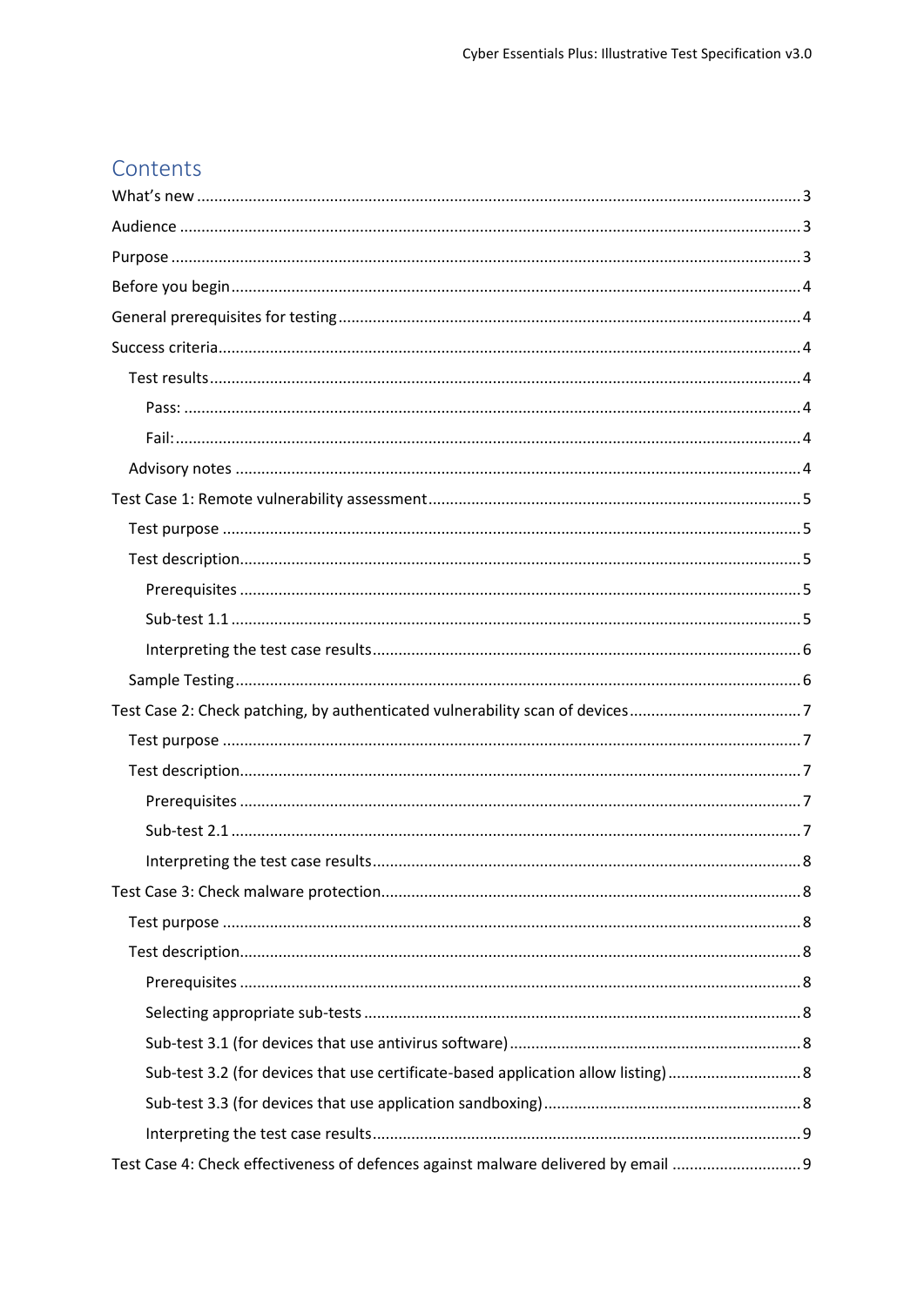# Contents

- What's new ........ 3
- Audience ........ 3
- Purpose ........ 3
- Before you begin ........ 4
- General prerequisites for testing ........ 4
- Success criteria ........ 4
  - Test results ........ 4
    - Pass: ........ 4
    - Fail: ........ 4
  - Advisory notes ........ 4
- Test Case 1: Remote vulnerability assessment ........ 5
  - Test purpose ........ 5
  - Test description ........ 5
    - Prerequisites ........ 5
    - Sub-test 1.1 ........ 5
    - Interpreting the test case results ........ 6
  - Sample Testing ........ 6
- Test Case 2: Check patching, by authenticated vulnerability scan of devices ........ 7
  - Test purpose ........ 7
  - Test description ........ 7
    - Prerequisites ........ 7
    - Sub-test 2.1 ........ 7
    - Interpreting the test case results ........ 8
- Test Case 3: Check malware protection ........ 8
  - Test purpose ........ 8
  - Test description ........ 8
    - Prerequisites ........ 8
    - Selecting appropriate sub-tests ........ 8
    - Sub-test 3.1 (for devices that use antivirus software) ........ 8
    - Sub-test 3.2 (for devices that use certificate-based application allow listing) ........ 8
    - Sub-test 3.3 (for devices that use application sandboxing) ........ 8
    - Interpreting the test case results ........ 9
- Test Case 4: Check effectiveness of defences against malware delivered by email ........ 9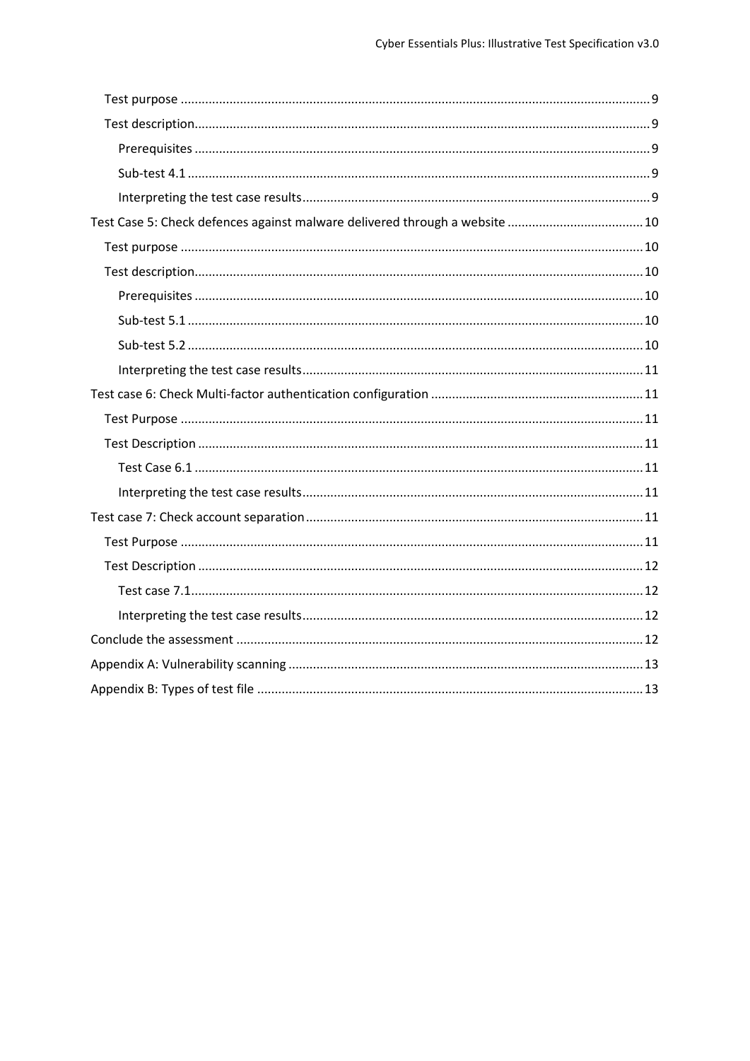- Test purpose ..... 9
- Test description ..... 9
  - Prerequisites ..... 9
  - Sub-test 4.1 ..... 9
  - Interpreting the test case results ..... 9

Test Case 5: Check defences against malware delivered through a website ..... 10

- Test purpose ..... 10
- Test description ..... 10
  - Prerequisites ..... 10
  - Sub-test 5.1 ..... 10
  - Sub-test 5.2 ..... 10
  - Interpreting the test case results ..... 11

Test case 6: Check Multi-factor authentication configuration ..... 11

- Test Purpose ..... 11
- Test Description ..... 11
  - Test Case 6.1 ..... 11
  - Interpreting the test case results ..... 11

Test case 7: Check account separation ..... 11

- Test Purpose ..... 11
- Test Description ..... 12
  - Test case 7.1 ..... 12
  - Interpreting the test case results ..... 12

Conclude the assessment ..... 12

Appendix A: Vulnerability scanning ..... 13

Appendix B: Types of test file ..... 13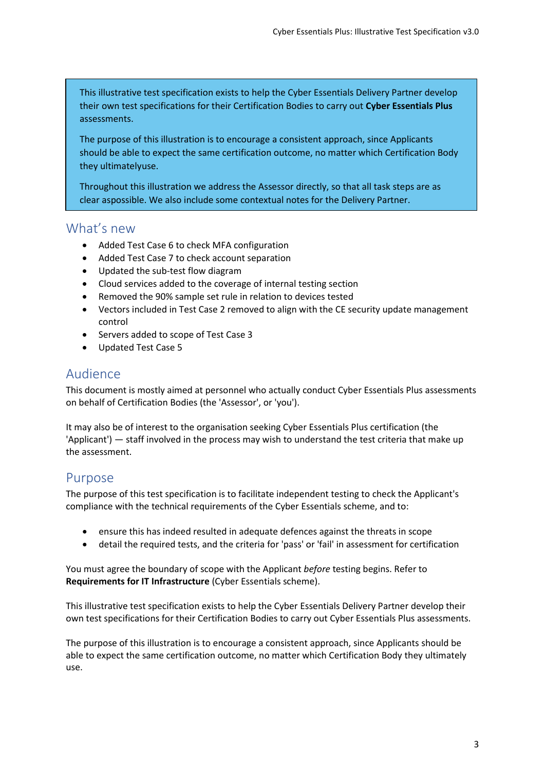> This illustrative test specification exists to help the Cyber Essentials Delivery Partner develop their own test specifications for their Certification Bodies to carry out **Cyber Essentials Plus** assessments.
>
> The purpose of this illustration is to encourage a consistent approach, since Applicants should be able to expect the same certification outcome, no matter which Certification Body they ultimatelyuse.
>
> Throughout this illustration we address the Assessor directly, so that all task steps are as clear aspossible. We also include some contextual notes for the Delivery Partner.

## What's new

- Added Test Case 6 to check MFA configuration
- Added Test Case 7 to check account separation
- Updated the sub-test flow diagram
- Cloud services added to the coverage of internal testing section
- Removed the 90% sample set rule in relation to devices tested
- Vectors included in Test Case 2 removed to align with the CE security update management control
- Servers added to scope of Test Case 3
- Updated Test Case 5

## Audience

This document is mostly aimed at personnel who actually conduct Cyber Essentials Plus assessments on behalf of Certification Bodies (the 'Assessor', or 'you').

It may also be of interest to the organisation seeking Cyber Essentials Plus certification (the 'Applicant') — staff involved in the process may wish to understand the test criteria that make up the assessment.

## Purpose

The purpose of this test specification is to facilitate independent testing to check the Applicant's compliance with the technical requirements of the Cyber Essentials scheme, and to:

- ensure this has indeed resulted in adequate defences against the threats in scope
- detail the required tests, and the criteria for 'pass' or 'fail' in assessment for certification

You must agree the boundary of scope with the Applicant *before* testing begins. Refer to **Requirements for IT Infrastructure** (Cyber Essentials scheme).

This illustrative test specification exists to help the Cyber Essentials Delivery Partner develop their own test specifications for their Certification Bodies to carry out Cyber Essentials Plus assessments.

The purpose of this illustration is to encourage a consistent approach, since Applicants should be able to expect the same certification outcome, no matter which Certification Body they ultimately use.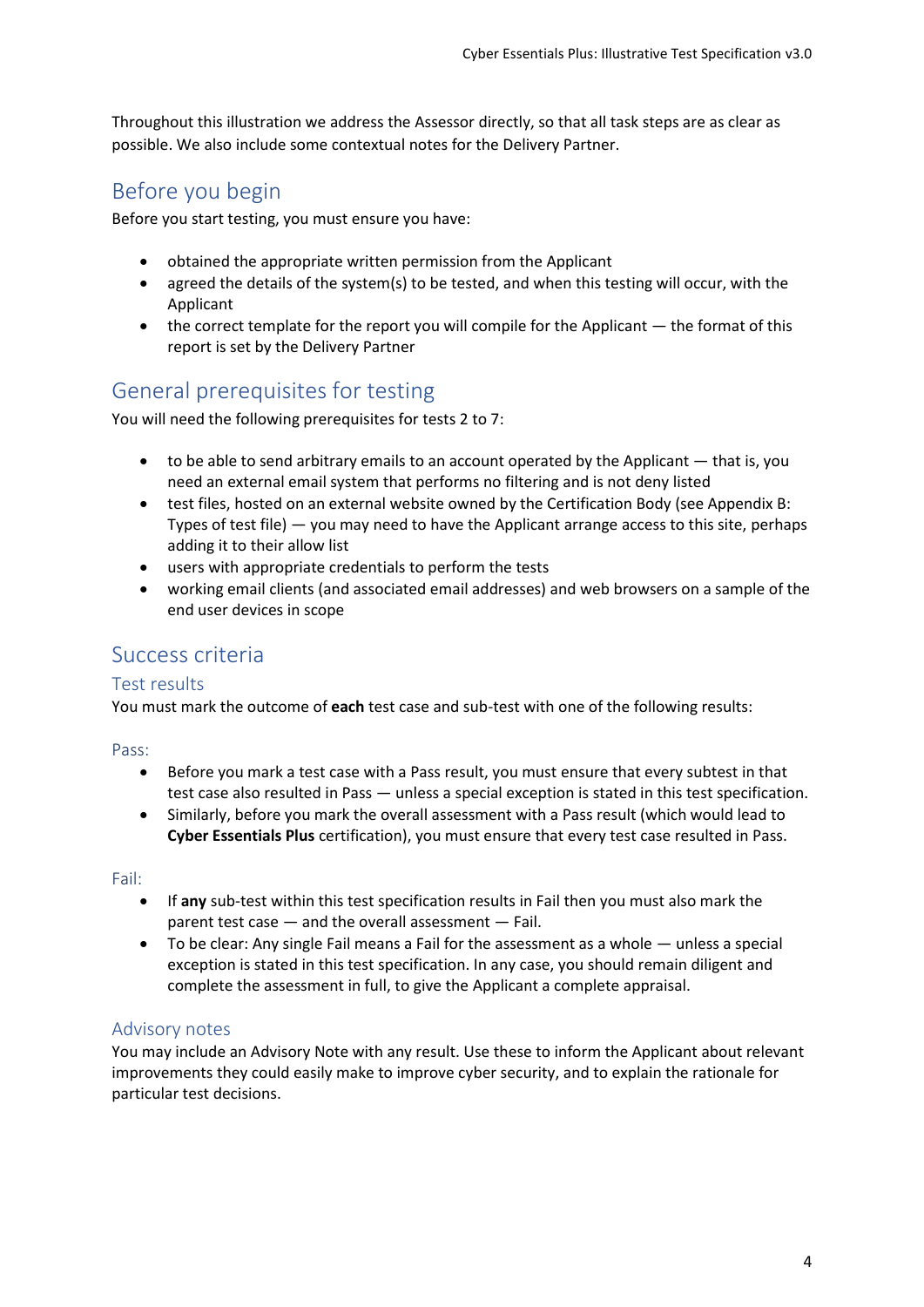Throughout this illustration we address the Assessor directly, so that all task steps are as clear as possible. We also include some contextual notes for the Delivery Partner.

## Before you begin

Before you start testing, you must ensure you have:

- obtained the appropriate written permission from the Applicant
- agreed the details of the system(s) to be tested, and when this testing will occur, with the Applicant
- the correct template for the report you will compile for the Applicant — the format of this report is set by the Delivery Partner

## General prerequisites for testing

You will need the following prerequisites for tests 2 to 7:

- to be able to send arbitrary emails to an account operated by the Applicant — that is, you need an external email system that performs no filtering and is not deny listed
- test files, hosted on an external website owned by the Certification Body (see Appendix B: Types of test file) — you may need to have the Applicant arrange access to this site, perhaps adding it to their allow list
- users with appropriate credentials to perform the tests
- working email clients (and associated email addresses) and web browsers on a sample of the end user devices in scope

## Success criteria

### Test results

You must mark the outcome of **each** test case and sub-test with one of the following results:

#### Pass:

- Before you mark a test case with a Pass result, you must ensure that every subtest in that test case also resulted in Pass — unless a special exception is stated in this test specification.
- Similarly, before you mark the overall assessment with a Pass result (which would lead to **Cyber Essentials Plus** certification), you must ensure that every test case resulted in Pass.

#### Fail:

- If **any** sub-test within this test specification results in Fail then you must also mark the parent test case — and the overall assessment — Fail.
- To be clear: Any single Fail means a Fail for the assessment as a whole — unless a special exception is stated in this test specification. In any case, you should remain diligent and complete the assessment in full, to give the Applicant a complete appraisal.

### Advisory notes

You may include an Advisory Note with any result. Use these to inform the Applicant about relevant improvements they could easily make to improve cyber security, and to explain the rationale for particular test decisions.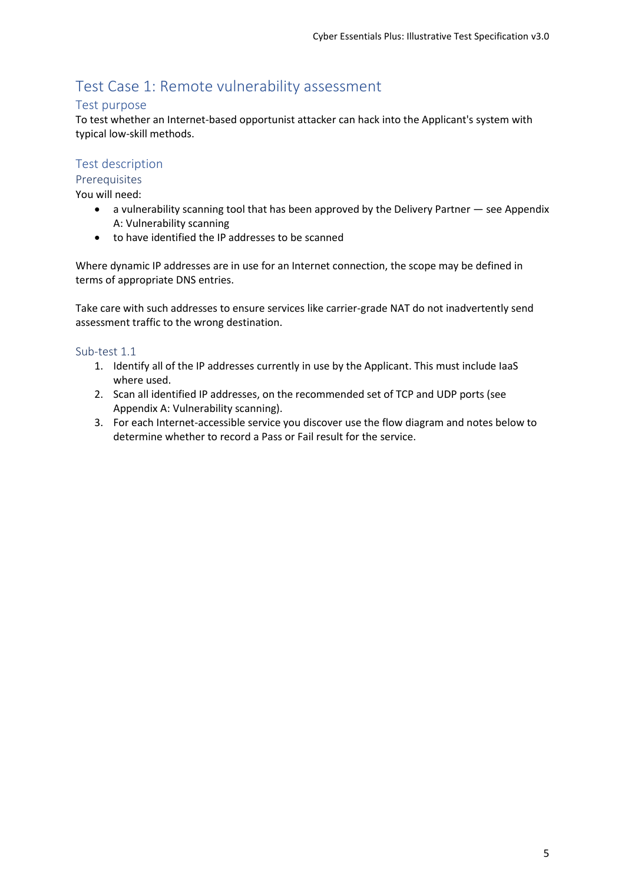# Test Case 1: Remote vulnerability assessment

## Test purpose

To test whether an Internet-based opportunist attacker can hack into the Applicant's system with typical low-skill methods.

## Test description

### Prerequisites

You will need:

- a vulnerability scanning tool that has been approved by the Delivery Partner — see Appendix A: Vulnerability scanning
- to have identified the IP addresses to be scanned

Where dynamic IP addresses are in use for an Internet connection, the scope may be defined in terms of appropriate DNS entries.

Take care with such addresses to ensure services like carrier-grade NAT do not inadvertently send assessment traffic to the wrong destination.

### Sub-test 1.1

1. Identify all of the IP addresses currently in use by the Applicant. This must include IaaS where used.
2. Scan all identified IP addresses, on the recommended set of TCP and UDP ports (see Appendix A: Vulnerability scanning).
3. For each Internet-accessible service you discover use the flow diagram and notes below to determine whether to record a Pass or Fail result for the service.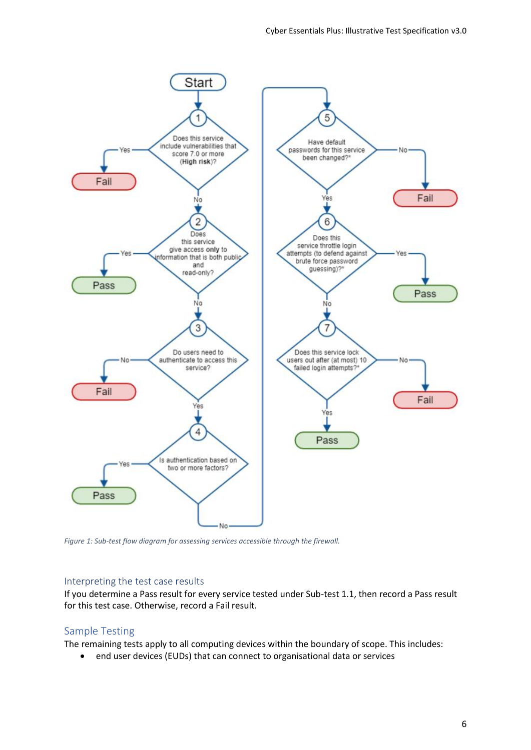Start

1. Does this service include vulnerabilities that score 7.0 or more (**High risk**)?
   - Yes → Fail
   - No → 2
2. Does this service give access **only** to information that is both public and read-only?
   - Yes → Pass
   - No → 3
3. Do users need to authenticate to access this service?
   - No → Fail
   - Yes → 4
4. Is authentication based on two or more factors?
   - Yes → Pass
   - No → 5
5. Have default passwords for this service been changed?*
   - No → Fail
   - Yes → 6
6. Does this service throttle login attempts (to defend against brute force password guessing)?*
   - Yes → Pass
   - No → 7
7. Does this service lock users out after (at most) 10 failed login attempts?*
   - No → Fail
   - Yes → Pass

*Figure 1: Sub-test flow diagram for assessing services accessible through the firewall.*

### Interpreting the test case results

If you determine a Pass result for every service tested under Sub-test 1.1, then record a Pass result for this test case. Otherwise, record a Fail result.

## Sample Testing

The remaining tests apply to all computing devices within the boundary of scope. This includes:

- end user devices (EUDs) that can connect to organisational data or services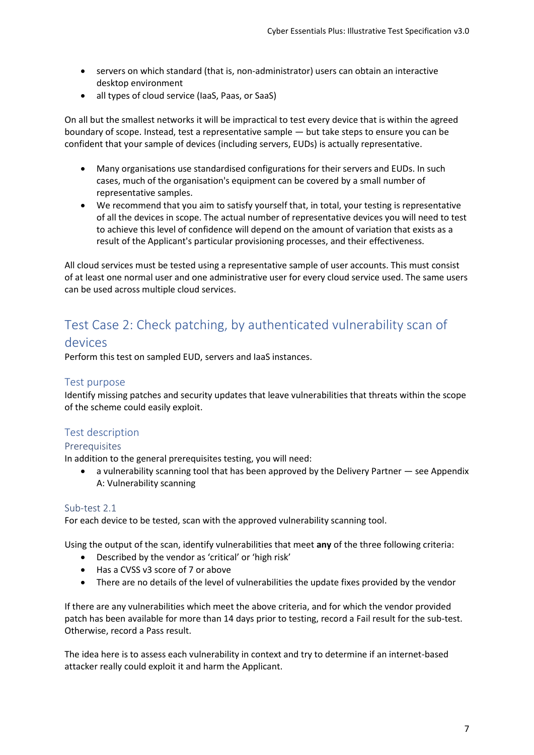- servers on which standard (that is, non-administrator) users can obtain an interactive desktop environment
- all types of cloud service (IaaS, Paas, or SaaS)

On all but the smallest networks it will be impractical to test every device that is within the agreed boundary of scope. Instead, test a representative sample — but take steps to ensure you can be confident that your sample of devices (including servers, EUDs) is actually representative.

- Many organisations use standardised configurations for their servers and EUDs. In such cases, much of the organisation's equipment can be covered by a small number of representative samples.
- We recommend that you aim to satisfy yourself that, in total, your testing is representative of all the devices in scope. The actual number of representative devices you will need to test to achieve this level of confidence will depend on the amount of variation that exists as a result of the Applicant's particular provisioning processes, and their effectiveness.

All cloud services must be tested using a representative sample of user accounts. This must consist of at least one normal user and one administrative user for every cloud service used. The same users can be used across multiple cloud services.

## Test Case 2: Check patching, by authenticated vulnerability scan of devices

Perform this test on sampled EUD, servers and IaaS instances.

### Test purpose

Identify missing patches and security updates that leave vulnerabilities that threats within the scope of the scheme could easily exploit.

### Test description

#### Prerequisites

In addition to the general prerequisites testing, you will need:

- a vulnerability scanning tool that has been approved by the Delivery Partner — see Appendix A: Vulnerability scanning

#### Sub-test 2.1

For each device to be tested, scan with the approved vulnerability scanning tool.

Using the output of the scan, identify vulnerabilities that meet **any** of the three following criteria:

- Described by the vendor as 'critical' or 'high risk'
- Has a CVSS v3 score of 7 or above
- There are no details of the level of vulnerabilities the update fixes provided by the vendor

If there are any vulnerabilities which meet the above criteria, and for which the vendor provided patch has been available for more than 14 days prior to testing, record a Fail result for the sub-test. Otherwise, record a Pass result.

The idea here is to assess each vulnerability in context and try to determine if an internet-based attacker really could exploit it and harm the Applicant.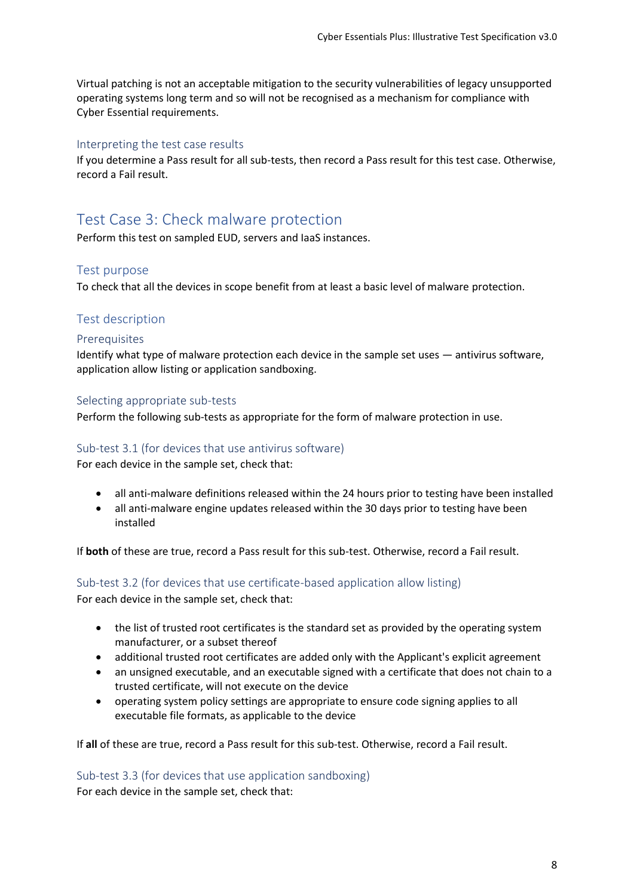Virtual patching is not an acceptable mitigation to the security vulnerabilities of legacy unsupported operating systems long term and so will not be recognised as a mechanism for compliance with Cyber Essential requirements.

### Interpreting the test case results

If you determine a Pass result for all sub-tests, then record a Pass result for this test case. Otherwise, record a Fail result.

## Test Case 3: Check malware protection

Perform this test on sampled EUD, servers and IaaS instances.

### Test purpose

To check that all the devices in scope benefit from at least a basic level of malware protection.

### Test description

#### Prerequisites

Identify what type of malware protection each device in the sample set uses — antivirus software, application allow listing or application sandboxing.

#### Selecting appropriate sub-tests

Perform the following sub-tests as appropriate for the form of malware protection in use.

#### Sub-test 3.1 (for devices that use antivirus software)

For each device in the sample set, check that:

- all anti-malware definitions released within the 24 hours prior to testing have been installed
- all anti-malware engine updates released within the 30 days prior to testing have been installed

If **both** of these are true, record a Pass result for this sub-test. Otherwise, record a Fail result.

#### Sub-test 3.2 (for devices that use certificate-based application allow listing)

For each device in the sample set, check that:

- the list of trusted root certificates is the standard set as provided by the operating system manufacturer, or a subset thereof
- additional trusted root certificates are added only with the Applicant's explicit agreement
- an unsigned executable, and an executable signed with a certificate that does not chain to a trusted certificate, will not execute on the device
- operating system policy settings are appropriate to ensure code signing applies to all executable file formats, as applicable to the device

If **all** of these are true, record a Pass result for this sub-test. Otherwise, record a Fail result.

#### Sub-test 3.3 (for devices that use application sandboxing)

For each device in the sample set, check that: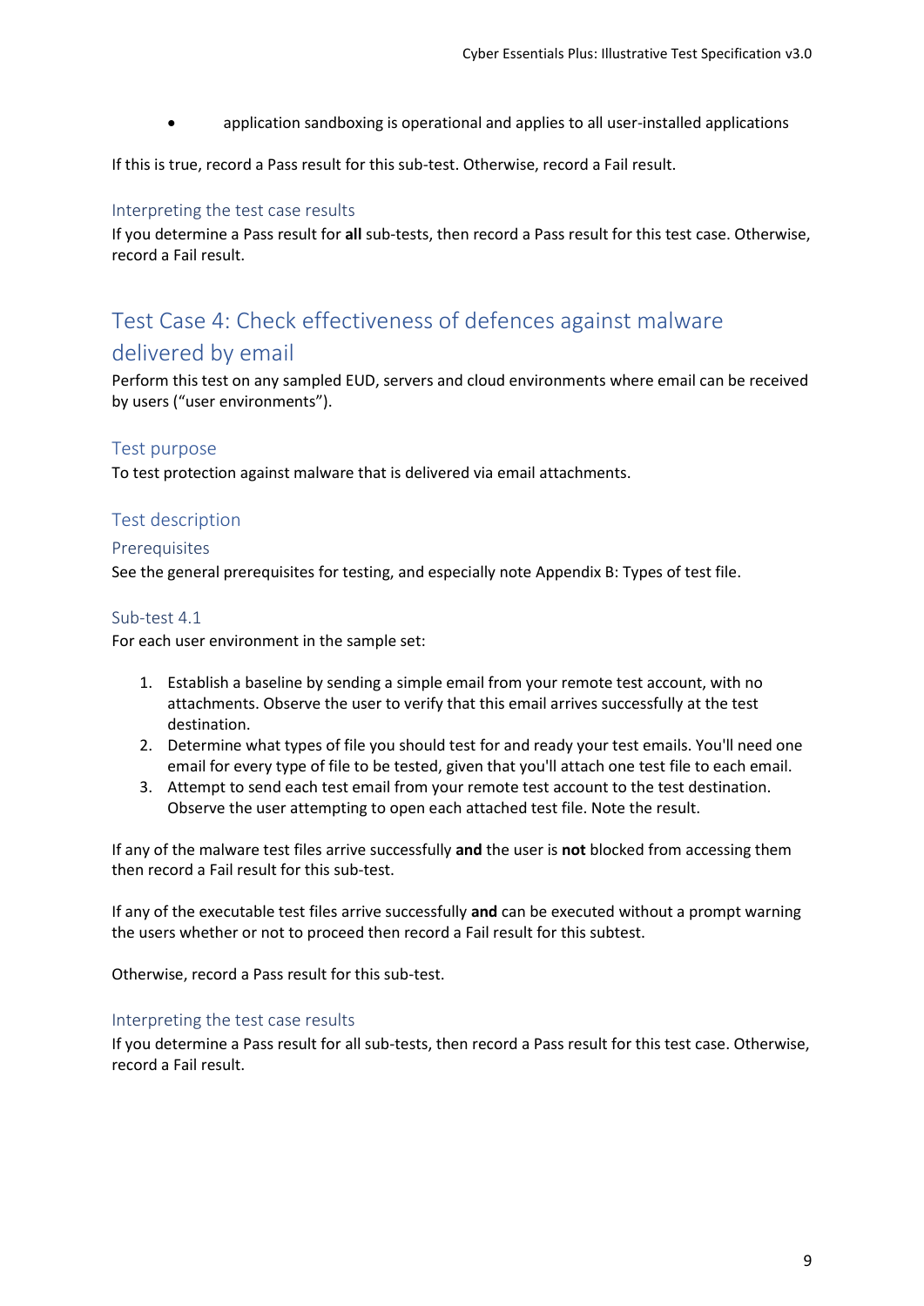- application sandboxing is operational and applies to all user-installed applications

If this is true, record a Pass result for this sub-test. Otherwise, record a Fail result.

### Interpreting the test case results

If you determine a Pass result for **all** sub-tests, then record a Pass result for this test case. Otherwise, record a Fail result.

## Test Case 4: Check effectiveness of defences against malware delivered by email

Perform this test on any sampled EUD, servers and cloud environments where email can be received by users ("user environments").

### Test purpose

To test protection against malware that is delivered via email attachments.

### Test description

#### Prerequisites

See the general prerequisites for testing, and especially note Appendix B: Types of test file.

#### Sub-test 4.1

For each user environment in the sample set:

1. Establish a baseline by sending a simple email from your remote test account, with no attachments. Observe the user to verify that this email arrives successfully at the test destination.
2. Determine what types of file you should test for and ready your test emails. You'll need one email for every type of file to be tested, given that you'll attach one test file to each email.
3. Attempt to send each test email from your remote test account to the test destination. Observe the user attempting to open each attached test file. Note the result.

If any of the malware test files arrive successfully **and** the user is **not** blocked from accessing them then record a Fail result for this sub-test.

If any of the executable test files arrive successfully **and** can be executed without a prompt warning the users whether or not to proceed then record a Fail result for this subtest.

Otherwise, record a Pass result for this sub-test.

### Interpreting the test case results

If you determine a Pass result for all sub-tests, then record a Pass result for this test case. Otherwise, record a Fail result.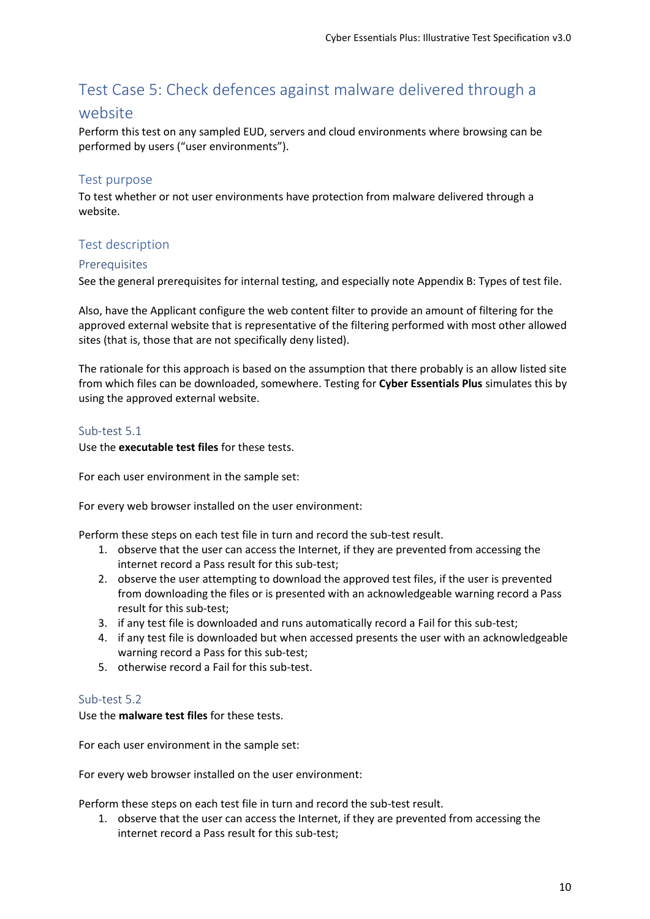## Test Case 5: Check defences against malware delivered through a website

Perform this test on any sampled EUD, servers and cloud environments where browsing can be performed by users ("user environments").

### Test purpose

To test whether or not user environments have protection from malware delivered through a website.

### Test description

#### Prerequisites

See the general prerequisites for internal testing, and especially note Appendix B: Types of test file.

Also, have the Applicant configure the web content filter to provide an amount of filtering for the approved external website that is representative of the filtering performed with most other allowed sites (that is, those that are not specifically deny listed).

The rationale for this approach is based on the assumption that there probably is an allow listed site from which files can be downloaded, somewhere. Testing for **Cyber Essentials Plus** simulates this by using the approved external website.

#### Sub-test 5.1

Use the **executable test files** for these tests.

For each user environment in the sample set:

For every web browser installed on the user environment:

Perform these steps on each test file in turn and record the sub-test result.

1. observe that the user can access the Internet, if they are prevented from accessing the internet record a Pass result for this sub-test;
2. observe the user attempting to download the approved test files, if the user is prevented from downloading the files or is presented with an acknowledgeable warning record a Pass result for this sub-test;
3. if any test file is downloaded and runs automatically record a Fail for this sub-test;
4. if any test file is downloaded but when accessed presents the user with an acknowledgeable warning record a Pass for this sub-test;
5. otherwise record a Fail for this sub-test.

#### Sub-test 5.2

Use the **malware test files** for these tests.

For each user environment in the sample set:

For every web browser installed on the user environment:

Perform these steps on each test file in turn and record the sub-test result.

1. observe that the user can access the Internet, if they are prevented from accessing the internet record a Pass result for this sub-test;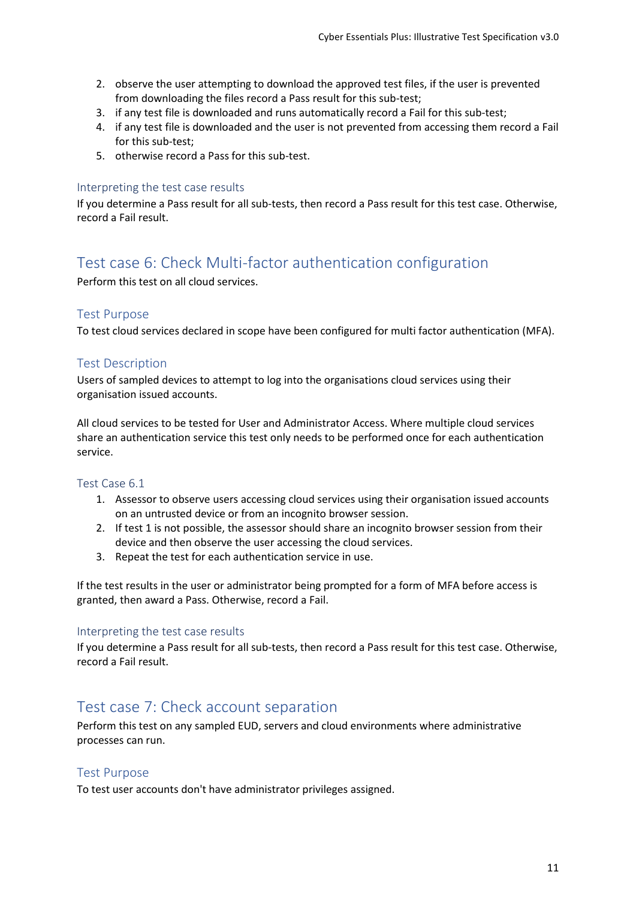2. observe the user attempting to download the approved test files, if the user is prevented from downloading the files record a Pass result for this sub-test;
3. if any test file is downloaded and runs automatically record a Fail for this sub-test;
4. if any test file is downloaded and the user is not prevented from accessing them record a Fail for this sub-test;
5. otherwise record a Pass for this sub-test.

### Interpreting the test case results

If you determine a Pass result for all sub-tests, then record a Pass result for this test case. Otherwise, record a Fail result.

## Test case 6: Check Multi-factor authentication configuration

Perform this test on all cloud services.

### Test Purpose

To test cloud services declared in scope have been configured for multi factor authentication (MFA).

### Test Description

Users of sampled devices to attempt to log into the organisations cloud services using their organisation issued accounts.

All cloud services to be tested for User and Administrator Access. Where multiple cloud services share an authentication service this test only needs to be performed once for each authentication service.

### Test Case 6.1

1. Assessor to observe users accessing cloud services using their organisation issued accounts on an untrusted device or from an incognito browser session.
2. If test 1 is not possible, the assessor should share an incognito browser session from their device and then observe the user accessing the cloud services.
3. Repeat the test for each authentication service in use.

If the test results in the user or administrator being prompted for a form of MFA before access is granted, then award a Pass. Otherwise, record a Fail.

### Interpreting the test case results

If you determine a Pass result for all sub-tests, then record a Pass result for this test case. Otherwise, record a Fail result.

## Test case 7: Check account separation

Perform this test on any sampled EUD, servers and cloud environments where administrative processes can run.

### Test Purpose

To test user accounts don't have administrator privileges assigned.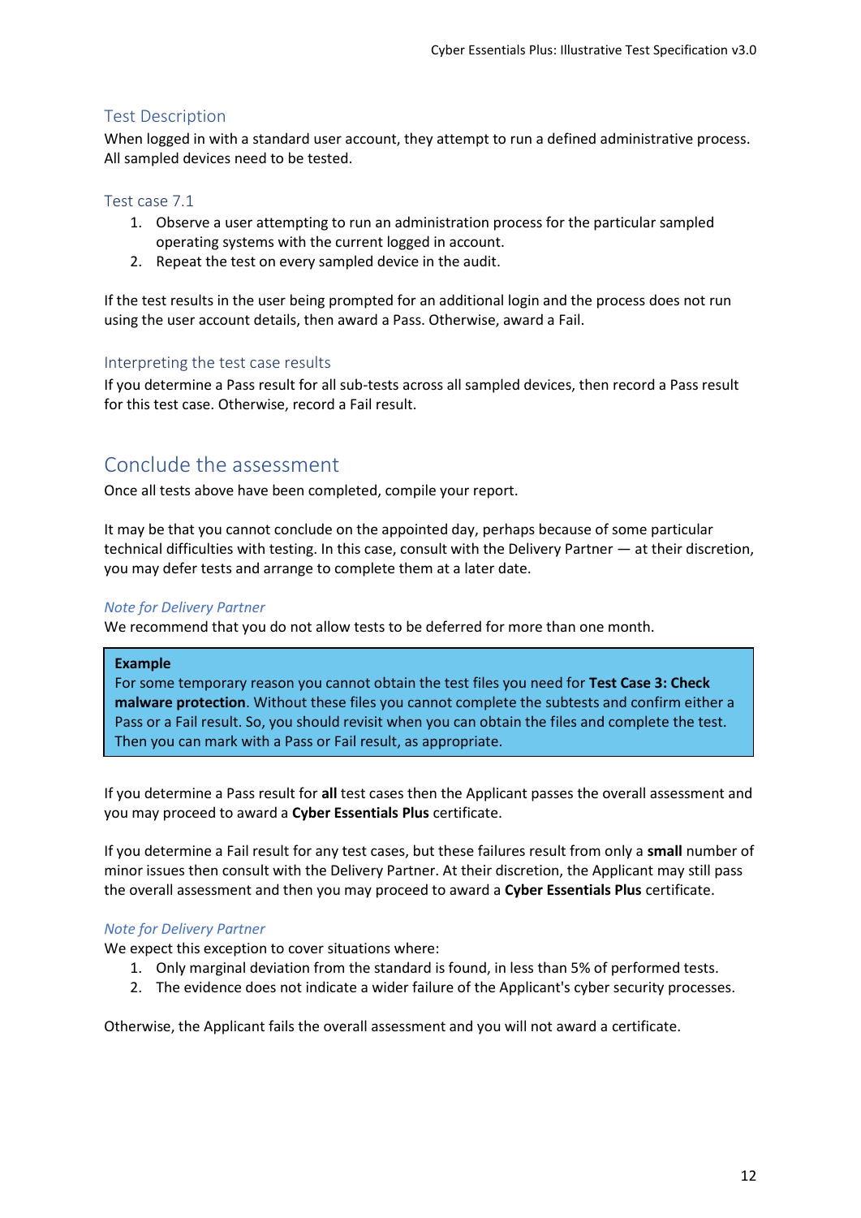### Test Description

When logged in with a standard user account, they attempt to run a defined administrative process. All sampled devices need to be tested.

### Test case 7.1

1. Observe a user attempting to run an administration process for the particular sampled operating systems with the current logged in account.
2. Repeat the test on every sampled device in the audit.

If the test results in the user being prompted for an additional login and the process does not run using the user account details, then award a Pass. Otherwise, award a Fail.

### Interpreting the test case results

If you determine a Pass result for all sub-tests across all sampled devices, then record a Pass result for this test case. Otherwise, record a Fail result.

## Conclude the assessment

Once all tests above have been completed, compile your report.

It may be that you cannot conclude on the appointed day, perhaps because of some particular technical difficulties with testing. In this case, consult with the Delivery Partner — at their discretion, you may defer tests and arrange to complete them at a later date.

*Note for Delivery Partner*

We recommend that you do not allow tests to be deferred for more than one month.

> **Example**
> For some temporary reason you cannot obtain the test files you need for **Test Case 3: Check malware protection**. Without these files you cannot complete the subtests and confirm either a Pass or a Fail result. So, you should revisit when you can obtain the files and complete the test. Then you can mark with a Pass or Fail result, as appropriate.

If you determine a Pass result for **all** test cases then the Applicant passes the overall assessment and you may proceed to award a **Cyber Essentials Plus** certificate.

If you determine a Fail result for any test cases, but these failures result from only a **small** number of minor issues then consult with the Delivery Partner. At their discretion, the Applicant may still pass the overall assessment and then you may proceed to award a **Cyber Essentials Plus** certificate.

*Note for Delivery Partner*

We expect this exception to cover situations where:

1. Only marginal deviation from the standard is found, in less than 5% of performed tests.
2. The evidence does not indicate a wider failure of the Applicant's cyber security processes.

Otherwise, the Applicant fails the overall assessment and you will not award a certificate.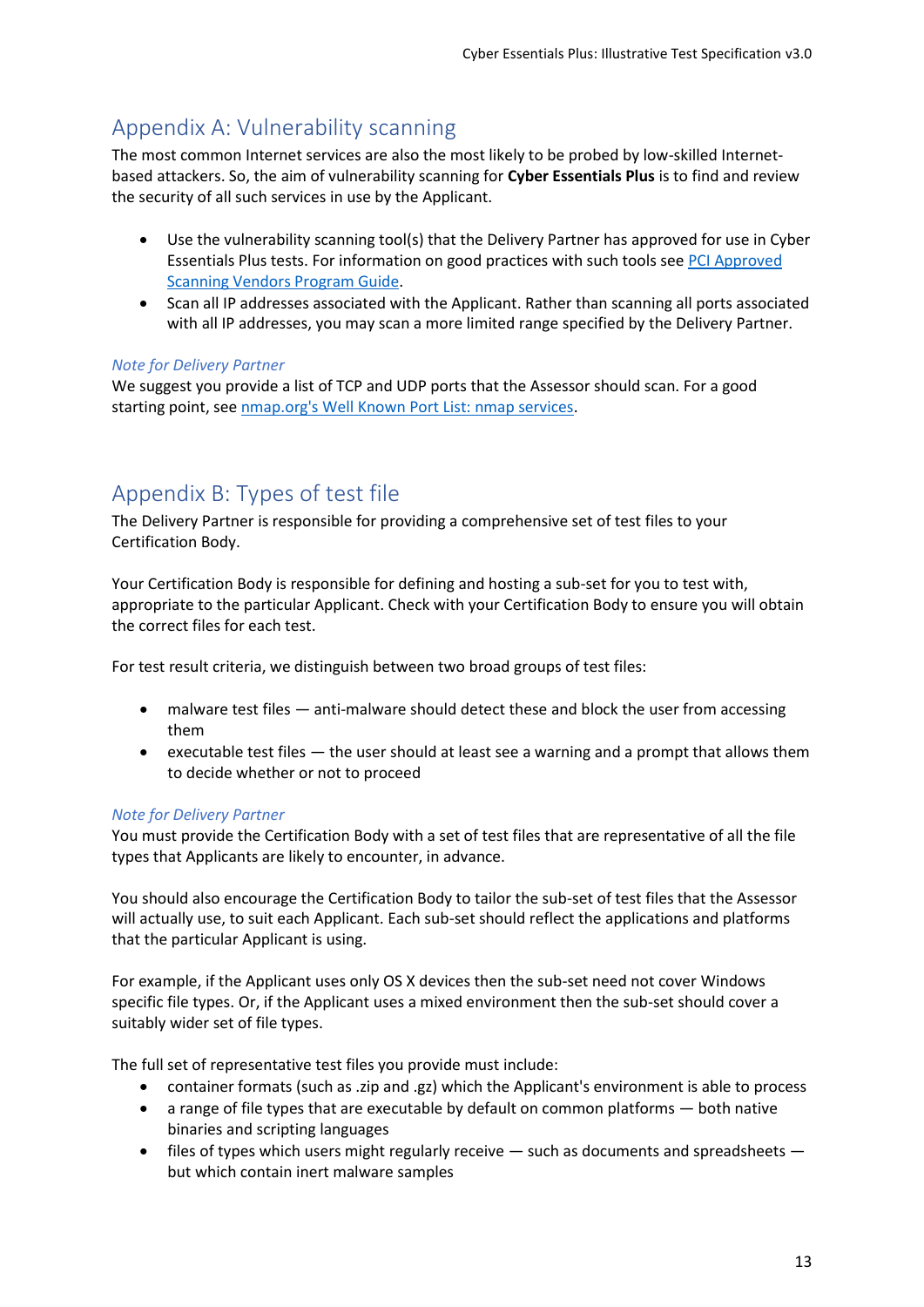## Appendix A: Vulnerability scanning

The most common Internet services are also the most likely to be probed by low-skilled Internet-based attackers. So, the aim of vulnerability scanning for **Cyber Essentials Plus** is to find and review the security of all such services in use by the Applicant.

- Use the vulnerability scanning tool(s) that the Delivery Partner has approved for use in Cyber Essentials Plus tests. For information on good practices with such tools see [PCI Approved Scanning Vendors Program Guide]().
- Scan all IP addresses associated with the Applicant. Rather than scanning all ports associated with all IP addresses, you may scan a more limited range specified by the Delivery Partner.

*Note for Delivery Partner*

We suggest you provide a list of TCP and UDP ports that the Assessor should scan. For a good starting point, see [nmap.org's Well Known Port List: nmap services]().

## Appendix B: Types of test file

The Delivery Partner is responsible for providing a comprehensive set of test files to your Certification Body.

Your Certification Body is responsible for defining and hosting a sub-set for you to test with, appropriate to the particular Applicant. Check with your Certification Body to ensure you will obtain the correct files for each test.

For test result criteria, we distinguish between two broad groups of test files:

- malware test files — anti-malware should detect these and block the user from accessing them
- executable test files — the user should at least see a warning and a prompt that allows them to decide whether or not to proceed

*Note for Delivery Partner*

You must provide the Certification Body with a set of test files that are representative of all the file types that Applicants are likely to encounter, in advance.

You should also encourage the Certification Body to tailor the sub-set of test files that the Assessor will actually use, to suit each Applicant. Each sub-set should reflect the applications and platforms that the particular Applicant is using.

For example, if the Applicant uses only OS X devices then the sub-set need not cover Windows specific file types. Or, if the Applicant uses a mixed environment then the sub-set should cover a suitably wider set of file types.

The full set of representative test files you provide must include:

- container formats (such as .zip and .gz) which the Applicant's environment is able to process
- a range of file types that are executable by default on common platforms — both native binaries and scripting languages
- files of types which users might regularly receive — such as documents and spreadsheets — but which contain inert malware samples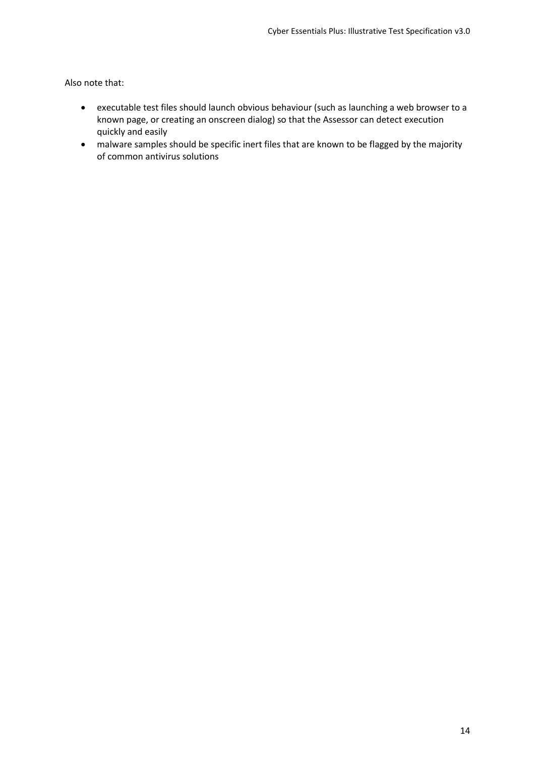Also note that:

- executable test files should launch obvious behaviour (such as launching a web browser to a known page, or creating an onscreen dialog) so that the Assessor can detect execution quickly and easily
- malware samples should be specific inert files that are known to be flagged by the majority of common antivirus solutions